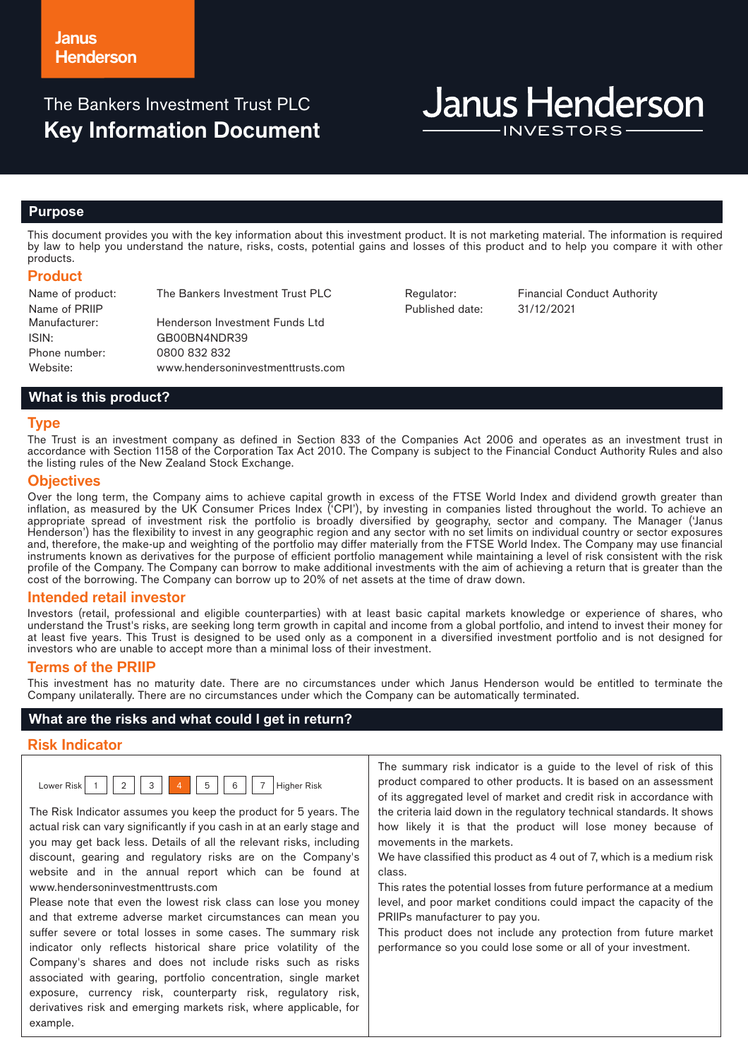# The Bankers Investment Trust PLC
# Key Information Document

Janus Henderson INVESTORS

## Purpose

This document provides you with the key information about this investment product. It is not marketing material. The information is required by law to help you understand the nature, risks, costs, potential gains and losses of this product and to help you compare it with other products.

### Product

| | | | |
|---|---|---|---|
| Name of product: | The Bankers Investment Trust PLC | Regulator: | Financial Conduct Authority |
| Name of PRIIP Manufacturer: | Henderson Investment Funds Ltd | Published date: | 31/12/2021 |
| ISIN: | GB00BN4NDR39 | | |
| Phone number: | 0800 832 832 | | |
| Website: | www.hendersoninvestmenttrusts.com | | |

## What is this product?

### Type

The Trust is an investment company as defined in Section 833 of the Companies Act 2006 and operates as an investment trust in accordance with Section 1158 of the Corporation Tax Act 2010. The Company is subject to the Financial Conduct Authority Rules and also the listing rules of the New Zealand Stock Exchange.

### Objectives

Over the long term, the Company aims to achieve capital growth in excess of the FTSE World Index and dividend growth greater than inflation, as measured by the UK Consumer Prices Index ('CPI'), by investing in companies listed throughout the world. To achieve an appropriate spread of investment risk the portfolio is broadly diversified by geography, sector and company. The Manager ('Janus Henderson') has the flexibility to invest in any geographic region and any sector with no set limits on individual country or sector exposures and, therefore, the make-up and weighting of the portfolio may differ materially from the FTSE World Index. The Company may use financial instruments known as derivatives for the purpose of efficient portfolio management while maintaining a level of risk consistent with the risk profile of the Company. The Company can borrow to make additional investments with the aim of achieving a return that is greater than the cost of the borrowing. The Company can borrow up to 20% of net assets at the time of draw down.

### Intended retail investor

Investors (retail, professional and eligible counterparties) with at least basic capital markets knowledge or experience of shares, who understand the Trust's risks, are seeking long term growth in capital and income from a global portfolio, and intend to invest their money for at least five years. This Trust is designed to be used only as a component in a diversified investment portfolio and is not designed for investors who are unable to accept more than a minimal loss of their investment.

### Terms of the PRIIP

This investment has no maturity date. There are no circumstances under which Janus Henderson would be entitled to terminate the Company unilaterally. There are no circumstances under which the Company can be automatically terminated.

## What are the risks and what could I get in return?

### Risk Indicator

Lower Risk | 1 | 2 | 3 | **4** | 5 | 6 | 7 | Higher Risk

The Risk Indicator assumes you keep the product for 5 years. The actual risk can vary significantly if you cash in at an early stage and you may get back less. Details of all the relevant risks, including discount, gearing and regulatory risks are on the Company's website and in the annual report which can be found at www.hendersoninvestmenttrusts.com

Please note that even the lowest risk class can lose you money and that extreme adverse market circumstances can mean you suffer severe or total losses in some cases. The summary risk indicator only reflects historical share price volatility of the Company's shares and does not include risks such as risks associated with gearing, portfolio concentration, single market exposure, currency risk, counterparty risk, regulatory risk, derivatives risk and emerging markets risk, where applicable, for example.

The summary risk indicator is a guide to the level of risk of this product compared to other products. It is based on an assessment of its aggregated level of market and credit risk in accordance with the criteria laid down in the regulatory technical standards. It shows how likely it is that the product will lose money because of movements in the markets.

We have classified this product as 4 out of 7, which is a medium risk class.

This rates the potential losses from future performance at a medium level, and poor market conditions could impact the capacity of the PRIIPs manufacturer to pay you.

This product does not include any protection from future market performance so you could lose some or all of your investment.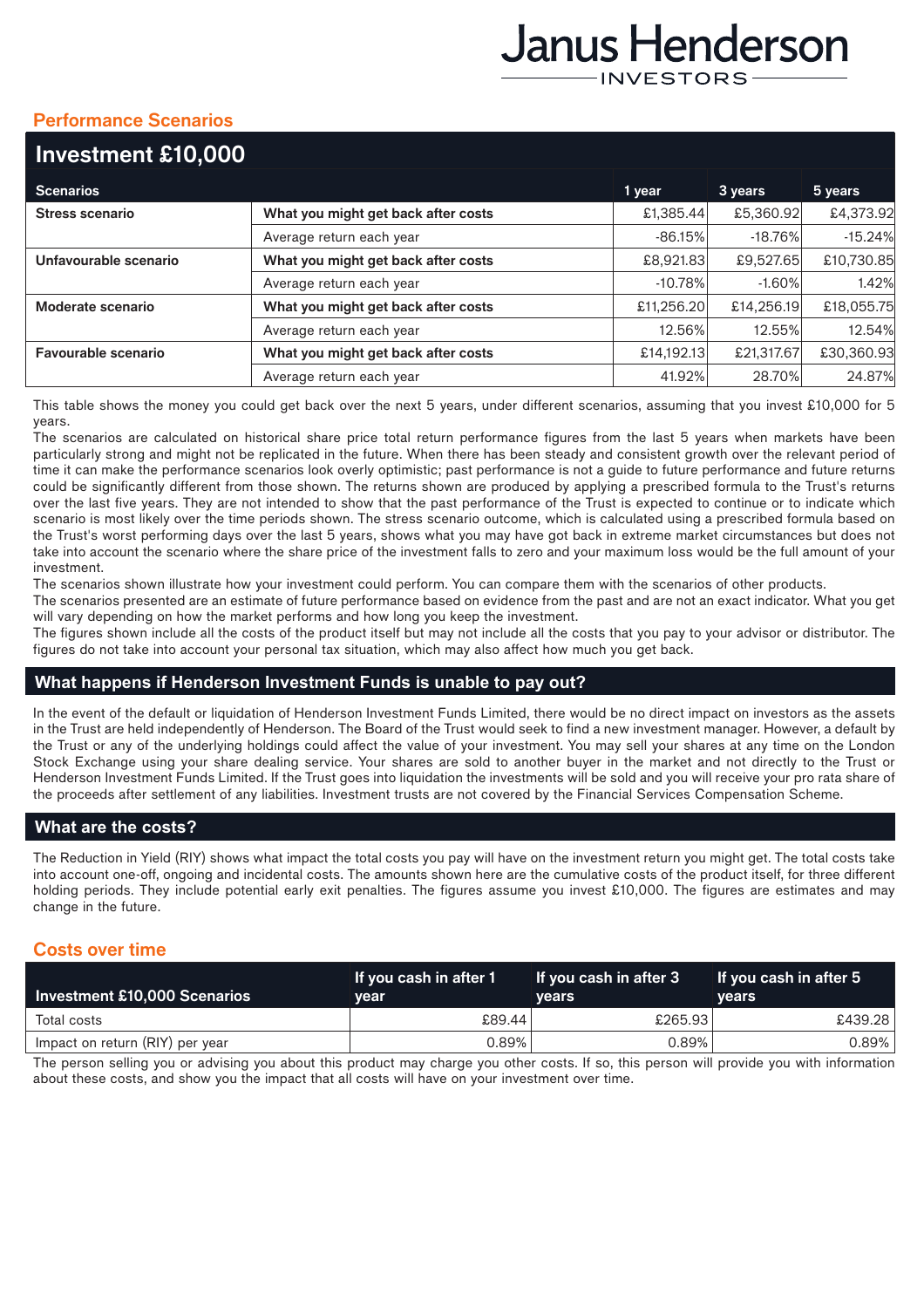## Performance Scenarios

| Investment £10,000 | | | | |
|---|---|---|---|---|
| **Scenarios** | | **1 year** | **3 years** | **5 years** |
| **Stress scenario** | **What you might get back after costs** | £1,385.44 | £5,360.92 | £4,373.92 |
| | Average return each year | -86.15% | -18.76% | -15.24% |
| **Unfavourable scenario** | **What you might get back after costs** | £8,921.83 | £9,527.65 | £10,730.85 |
| | Average return each year | -10.78% | -1.60% | 1.42% |
| **Moderate scenario** | **What you might get back after costs** | £11,256.20 | £14,256.19 | £18,055.75 |
| | Average return each year | 12.56% | 12.55% | 12.54% |
| **Favourable scenario** | **What you might get back after costs** | £14,192.13 | £21,317.67 | £30,360.93 |
| | Average return each year | 41.92% | 28.70% | 24.87% |

This table shows the money you could get back over the next 5 years, under different scenarios, assuming that you invest £10,000 for 5 years.

The scenarios are calculated on historical share price total return performance figures from the last 5 years when markets have been particularly strong and might not be replicated in the future. When there has been steady and consistent growth over the relevant period of time it can make the performance scenarios look overly optimistic; past performance is not a guide to future performance and future returns could be significantly different from those shown. The returns shown are produced by applying a prescribed formula to the Trust's returns over the last five years. They are not intended to show that the past performance of the Trust is expected to continue or to indicate which scenario is most likely over the time periods shown. The stress scenario outcome, which is calculated using a prescribed formula based on the Trust's worst performing days over the last 5 years, shows what you may have got back in extreme market circumstances but does not take into account the scenario where the share price of the investment falls to zero and your maximum loss would be the full amount of your investment.

The scenarios shown illustrate how your investment could perform. You can compare them with the scenarios of other products.

The scenarios presented are an estimate of future performance based on evidence from the past and are not an exact indicator. What you get will vary depending on how the market performs and how long you keep the investment.

The figures shown include all the costs of the product itself but may not include all the costs that you pay to your advisor or distributor. The figures do not take into account your personal tax situation, which may also affect how much you get back.

## What happens if Henderson Investment Funds is unable to pay out?

In the event of the default or liquidation of Henderson Investment Funds Limited, there would be no direct impact on investors as the assets in the Trust are held independently of Henderson. The Board of the Trust would seek to find a new investment manager. However, a default by the Trust or any of the underlying holdings could affect the value of your investment. You may sell your shares at any time on the London Stock Exchange using your share dealing service. Your shares are sold to another buyer in the market and not directly to the Trust or Henderson Investment Funds Limited. If the Trust goes into liquidation the investments will be sold and you will receive your pro rata share of the proceeds after settlement of any liabilities. Investment trusts are not covered by the Financial Services Compensation Scheme.

## What are the costs?

The Reduction in Yield (RIY) shows what impact the total costs you pay will have on the investment return you might get. The total costs take into account one-off, ongoing and incidental costs. The amounts shown here are the cumulative costs of the product itself, for three different holding periods. They include potential early exit penalties. The figures assume you invest £10,000. The figures are estimates and may change in the future.

## Costs over time

| Investment £10,000 Scenarios | If you cash in after 1 year | If you cash in after 3 years | If you cash in after 5 years |
|---|---|---|---|
| Total costs | £89.44 | £265.93 | £439.28 |
| Impact on return (RIY) per year | 0.89% | 0.89% | 0.89% |

The person selling you or advising you about this product may charge you other costs. If so, this person will provide you with information about these costs, and show you the impact that all costs will have on your investment over time.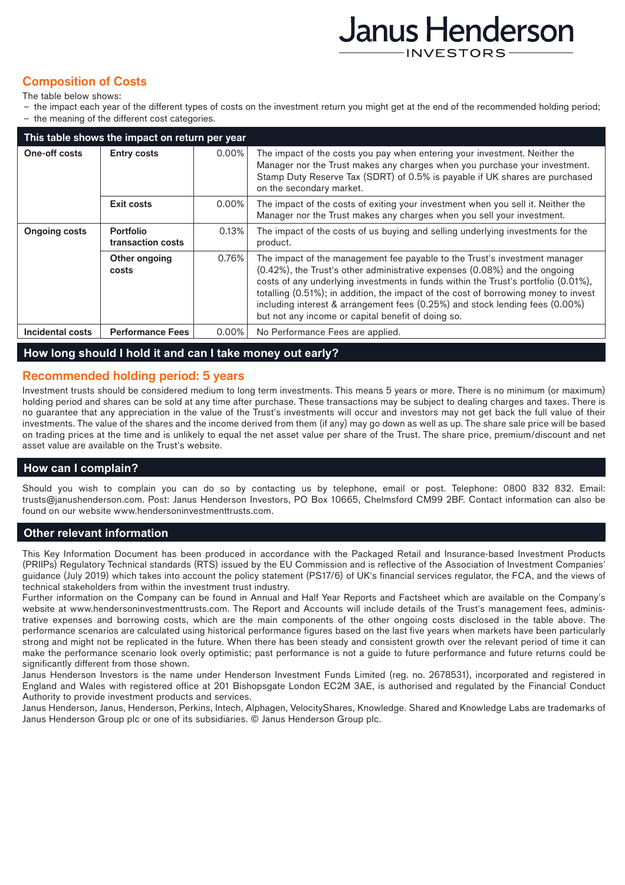## Composition of Costs

The table below shows:

- the impact each year of the different types of costs on the investment return you might get at the end of the recommended holding period;
- the meaning of the different cost categories.

| This table shows the impact on return per year | | | |
|---|---|---|---|
| **One-off costs** | **Entry costs** | 0.00% | The impact of the costs you pay when entering your investment. Neither the Manager nor the Trust makes any charges when you purchase your investment. Stamp Duty Reserve Tax (SDRT) of 0.5% is payable if UK shares are purchased on the secondary market. |
| | **Exit costs** | 0.00% | The impact of the costs of exiting your investment when you sell it. Neither the Manager nor the Trust makes any charges when you sell your investment. |
| **Ongoing costs** | **Portfolio transaction costs** | 0.13% | The impact of the costs of us buying and selling underlying investments for the product. |
| | **Other ongoing costs** | 0.76% | The impact of the management fee payable to the Trust's investment manager (0.42%), the Trust's other administrative expenses (0.08%) and the ongoing costs of any underlying investments in funds within the Trust's portfolio (0.01%), totalling (0.51%); in addition, the impact of the cost of borrowing money to invest including interest & arrangement fees (0.25%) and stock lending fees (0.00%) but not any income or capital benefit of doing so. |
| **Incidental costs** | **Performance Fees** | 0.00% | No Performance Fees are applied. |

## How long should I hold it and can I take money out early?

### Recommended holding period: 5 years

Investment trusts should be considered medium to long term investments. This means 5 years or more. There is no minimum (or maximum) holding period and shares can be sold at any time after purchase. These transactions may be subject to dealing charges and taxes. There is no guarantee that any appreciation in the value of the Trust's investments will occur and investors may not get back the full value of their investments. The value of the shares and the income derived from them (if any) may go down as well as up. The share sale price will be based on trading prices at the time and is unlikely to equal the net asset value per share of the Trust. The share price, premium/discount and net asset value are available on the Trust's website.

## How can I complain?

Should you wish to complain you can do so by contacting us by telephone, email or post. Telephone: 0800 832 832. Email: trusts@janushenderson.com. Post: Janus Henderson Investors, PO Box 10665, Chelmsford CM99 2BF. Contact information can also be found on our website www.hendersoninvestmenttrusts.com.

## Other relevant information

This Key Information Document has been produced in accordance with the Packaged Retail and Insurance-based Investment Products (PRIIPs) Regulatory Technical standards (RTS) issued by the EU Commission and is reflective of the Association of Investment Companies' guidance (July 2019) which takes into account the policy statement (PS17/6) of UK's financial services regulator, the FCA, and the views of technical stakeholders from within the investment trust industry.

Further information on the Company can be found in Annual and Half Year Reports and Factsheet which are available on the Company's website at www.hendersoninvestmenttrusts.com. The Report and Accounts will include details of the Trust's management fees, administrative expenses and borrowing costs, which are the main components of the other ongoing costs disclosed in the table above. The performance scenarios are calculated using historical performance figures based on the last five years when markets have been particularly strong and might not be replicated in the future. When there has been steady and consistent growth over the relevant period of time it can make the performance scenario look overly optimistic; past performance is not a guide to future performance and future returns could be significantly different from those shown.

Janus Henderson Investors is the name under Henderson Investment Funds Limited (reg. no. 2678531), incorporated and registered in England and Wales with registered office at 201 Bishopsgate London EC2M 3AE, is authorised and regulated by the Financial Conduct Authority to provide investment products and services.

Janus Henderson, Janus, Henderson, Perkins, Intech, Alphagen, VelocityShares, Knowledge. Shared and Knowledge Labs are trademarks of Janus Henderson Group plc or one of its subsidiaries. © Janus Henderson Group plc.